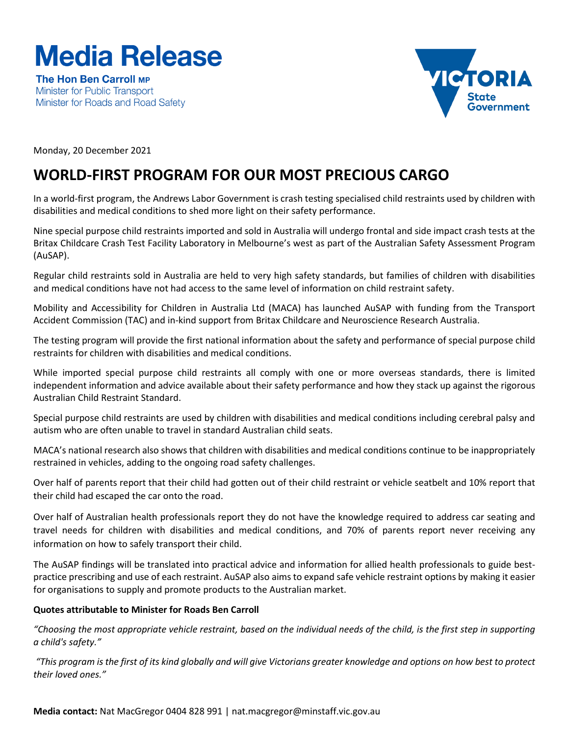# Media Release

**The Hon Ben Carroll MP**
Minister for Public Transport
Minister for Roads and Road Safety

Monday, 20 December 2021

## WORLD-FIRST PROGRAM FOR OUR MOST PRECIOUS CARGO

In a world-first program, the Andrews Labor Government is crash testing specialised child restraints used by children with disabilities and medical conditions to shed more light on their safety performance.

Nine special purpose child restraints imported and sold in Australia will undergo frontal and side impact crash tests at the Britax Childcare Crash Test Facility Laboratory in Melbourne's west as part of the Australian Safety Assessment Program (AuSAP).

Regular child restraints sold in Australia are held to very high safety standards, but families of children with disabilities and medical conditions have not had access to the same level of information on child restraint safety.

Mobility and Accessibility for Children in Australia Ltd (MACA) has launched AuSAP with funding from the Transport Accident Commission (TAC) and in-kind support from Britax Childcare and Neuroscience Research Australia.

The testing program will provide the first national information about the safety and performance of special purpose child restraints for children with disabilities and medical conditions.

While imported special purpose child restraints all comply with one or more overseas standards, there is limited independent information and advice available about their safety performance and how they stack up against the rigorous Australian Child Restraint Standard.

Special purpose child restraints are used by children with disabilities and medical conditions including cerebral palsy and autism who are often unable to travel in standard Australian child seats.

MACA's national research also shows that children with disabilities and medical conditions continue to be inappropriately restrained in vehicles, adding to the ongoing road safety challenges.

Over half of parents report that their child had gotten out of their child restraint or vehicle seatbelt and 10% report that their child had escaped the car onto the road.

Over half of Australian health professionals report they do not have the knowledge required to address car seating and travel needs for children with disabilities and medical conditions, and 70% of parents report never receiving any information on how to safely transport their child.

The AuSAP findings will be translated into practical advice and information for allied health professionals to guide best-practice prescribing and use of each restraint. AuSAP also aims to expand safe vehicle restraint options by making it easier for organisations to supply and promote products to the Australian market.

**Quotes attributable to Minister for Roads Ben Carroll**

*"Choosing the most appropriate vehicle restraint, based on the individual needs of the child, is the first step in supporting a child's safety."*

*"This program is the first of its kind globally and will give Victorians greater knowledge and options on how best to protect their loved ones."*

**Media contact:** Nat MacGregor 0404 828 991 | nat.macgregor@minstaff.vic.gov.au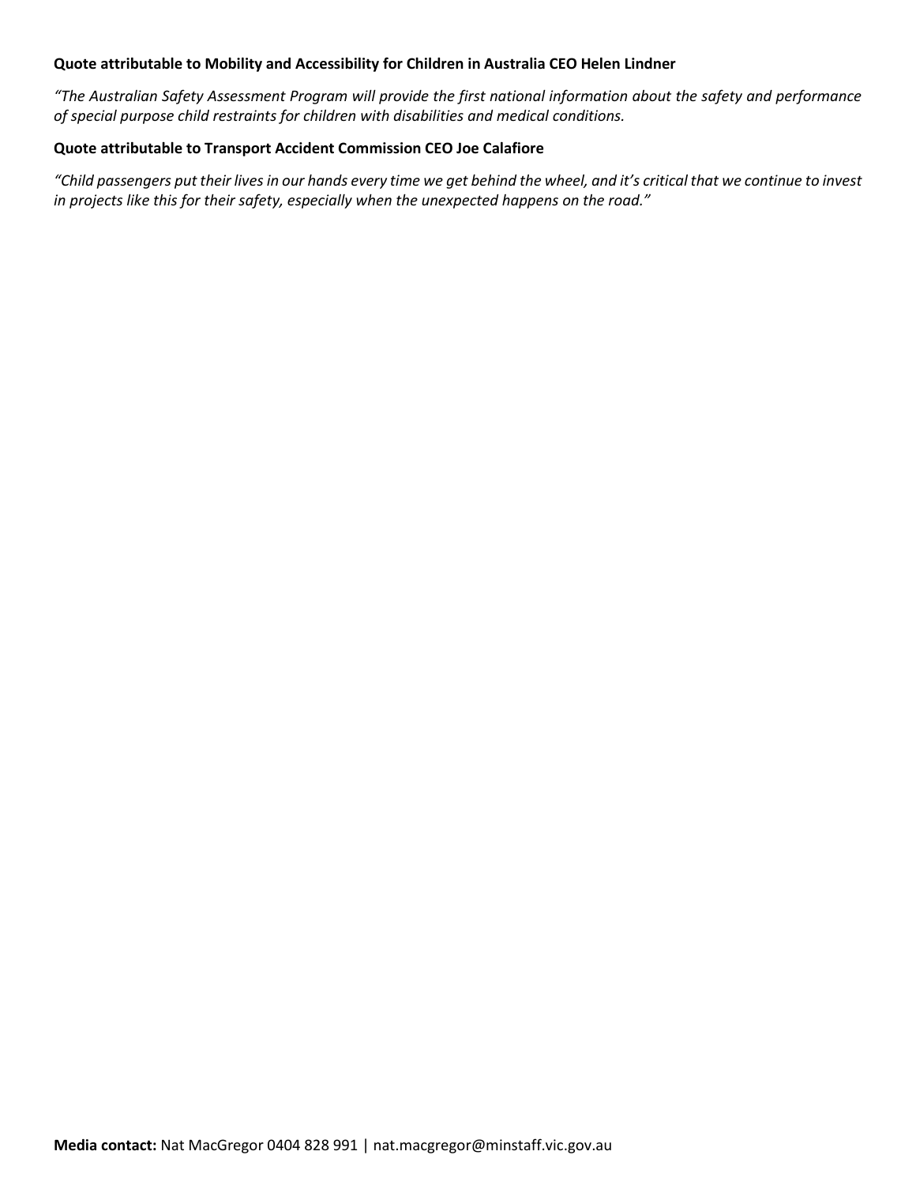**Quote attributable to Mobility and Accessibility for Children in Australia CEO Helen Lindner**

*"The Australian Safety Assessment Program will provide the first national information about the safety and performance of special purpose child restraints for children with disabilities and medical conditions.*

**Quote attributable to Transport Accident Commission CEO Joe Calafiore**

*"Child passengers put their lives in our hands every time we get behind the wheel, and it's critical that we continue to invest in projects like this for their safety, especially when the unexpected happens on the road."*

**Media contact:** Nat MacGregor 0404 828 991 | nat.macgregor@minstaff.vic.gov.au